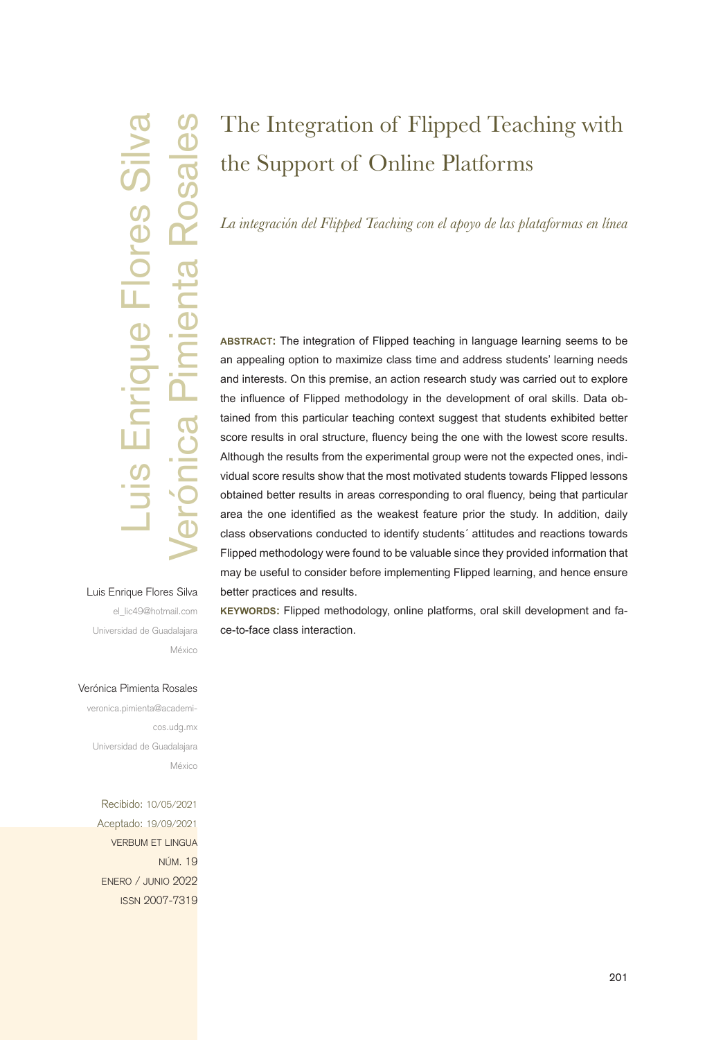# The Integration of Flipped Teaching with the Support of Online Platforms

*La integración del Flipped Teaching con el apoyo de las plataformas en línea*

Luis Enrique Flores Silva
el_lic49@hotmail.com
Universidad de Guadalajara
México

Verónica Pimienta Rosales
veronica.pimienta@academicos.udg.mx
Universidad de Guadalajara
México

Recibido: 10/05/2021
Aceptado: 19/09/2021

**ABSTRACT:** The integration of Flipped teaching in language learning seems to be an appealing option to maximize class time and address students' learning needs and interests. On this premise, an action research study was carried out to explore the influence of Flipped methodology in the development of oral skills. Data obtained from this particular teaching context suggest that students exhibited better score results in oral structure, fluency being the one with the lowest score results. Although the results from the experimental group were not the expected ones, individual score results show that the most motivated students towards Flipped lessons obtained better results in areas corresponding to oral fluency, being that particular area the one identified as the weakest feature prior the study. In addition, daily class observations conducted to identify students´ attitudes and reactions towards Flipped methodology were found to be valuable since they provided information that may be useful to consider before implementing Flipped learning, and hence ensure better practices and results.

**KEYWORDS:** Flipped methodology, online platforms, oral skill development and face-to-face class interaction.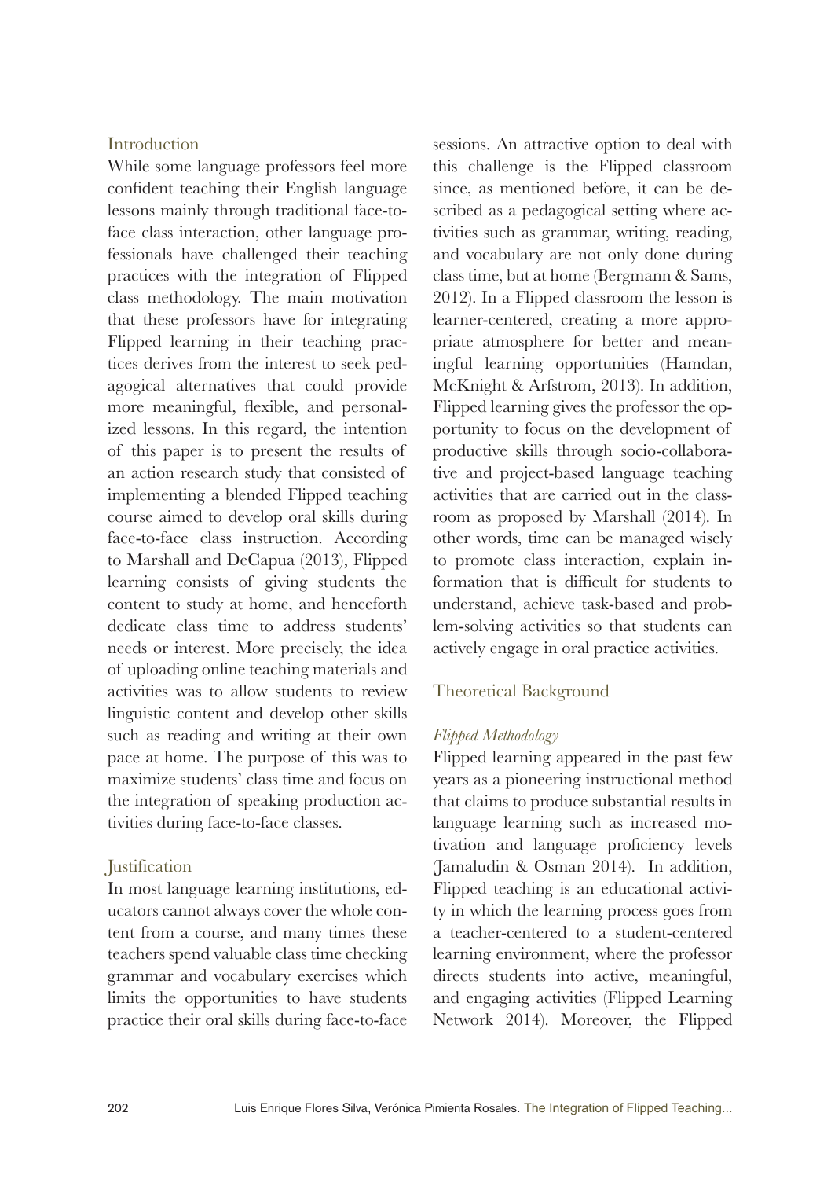## Introduction

While some language professors feel more confident teaching their English language lessons mainly through traditional face-to-face class interaction, other language professionals have challenged their teaching practices with the integration of Flipped class methodology. The main motivation that these professors have for integrating Flipped learning in their teaching practices derives from the interest to seek pedagogical alternatives that could provide more meaningful, flexible, and personalized lessons. In this regard, the intention of this paper is to present the results of an action research study that consisted of implementing a blended Flipped teaching course aimed to develop oral skills during face-to-face class instruction. According to Marshall and DeCapua (2013), Flipped learning consists of giving students the content to study at home, and henceforth dedicate class time to address students' needs or interest. More precisely, the idea of uploading online teaching materials and activities was to allow students to review linguistic content and develop other skills such as reading and writing at their own pace at home. The purpose of this was to maximize students' class time and focus on the integration of speaking production activities during face-to-face classes.

## Justification

In most language learning institutions, educators cannot always cover the whole content from a course, and many times these teachers spend valuable class time checking grammar and vocabulary exercises which limits the opportunities to have students practice their oral skills during face-to-face sessions. An attractive option to deal with this challenge is the Flipped classroom since, as mentioned before, it can be described as a pedagogical setting where activities such as grammar, writing, reading, and vocabulary are not only done during class time, but at home (Bergmann & Sams, 2012). In a Flipped classroom the lesson is learner-centered, creating a more appropriate atmosphere for better and meaningful learning opportunities (Hamdan, McKnight & Arfstrom, 2013). In addition, Flipped learning gives the professor the opportunity to focus on the development of productive skills through socio-collaborative and project-based language teaching activities that are carried out in the classroom as proposed by Marshall (2014). In other words, time can be managed wisely to promote class interaction, explain information that is difficult for students to understand, achieve task-based and problem-solving activities so that students can actively engage in oral practice activities.

## Theoretical Background

### *Flipped Methodology*

Flipped learning appeared in the past few years as a pioneering instructional method that claims to produce substantial results in language learning such as increased motivation and language proficiency levels (Jamaludin & Osman 2014). In addition, Flipped teaching is an educational activity in which the learning process goes from a teacher-centered to a student-centered learning environment, where the professor directs students into active, meaningful, and engaging activities (Flipped Learning Network 2014). Moreover, the Flipped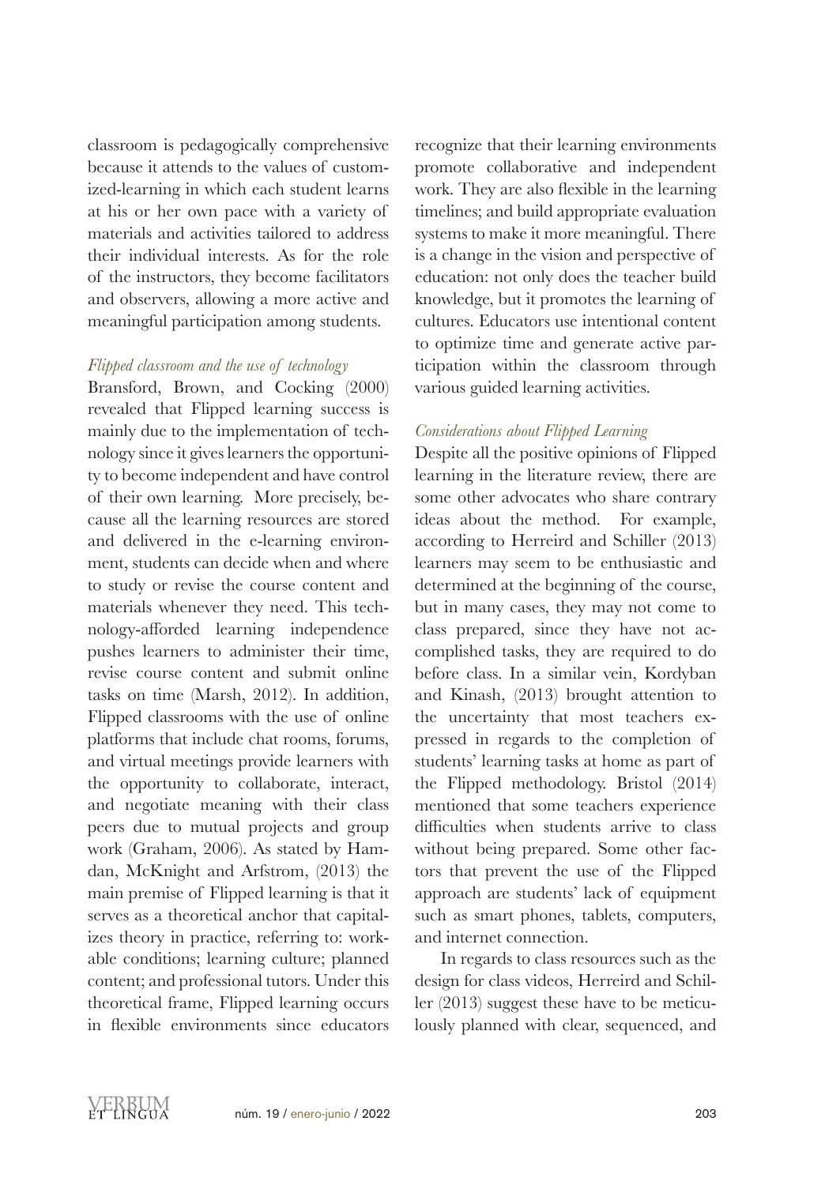classroom is pedagogically comprehensive because it attends to the values of customized-learning in which each student learns at his or her own pace with a variety of materials and activities tailored to address their individual interests. As for the role of the instructors, they become facilitators and observers, allowing a more active and meaningful participation among students.

*Flipped classroom and the use of technology*

Bransford, Brown, and Cocking (2000) revealed that Flipped learning success is mainly due to the implementation of technology since it gives learners the opportunity to become independent and have control of their own learning. More precisely, because all the learning resources are stored and delivered in the e-learning environment, students can decide when and where to study or revise the course content and materials whenever they need. This technology-afforded learning independence pushes learners to administer their time, revise course content and submit online tasks on time (Marsh, 2012). In addition, Flipped classrooms with the use of online platforms that include chat rooms, forums, and virtual meetings provide learners with the opportunity to collaborate, interact, and negotiate meaning with their class peers due to mutual projects and group work (Graham, 2006). As stated by Hamdan, McKnight and Arfstrom, (2013) the main premise of Flipped learning is that it serves as a theoretical anchor that capitalizes theory in practice, referring to: workable conditions; learning culture; planned content; and professional tutors. Under this theoretical frame, Flipped learning occurs in flexible environments since educators recognize that their learning environments promote collaborative and independent work. They are also flexible in the learning timelines; and build appropriate evaluation systems to make it more meaningful. There is a change in the vision and perspective of education: not only does the teacher build knowledge, but it promotes the learning of cultures. Educators use intentional content to optimize time and generate active participation within the classroom through various guided learning activities.

*Considerations about Flipped Learning*

Despite all the positive opinions of Flipped learning in the literature review, there are some other advocates who share contrary ideas about the method. For example, according to Herreird and Schiller (2013) learners may seem to be enthusiastic and determined at the beginning of the course, but in many cases, they may not come to class prepared, since they have not accomplished tasks, they are required to do before class. In a similar vein, Kordyban and Kinash, (2013) brought attention to the uncertainty that most teachers expressed in regards to the completion of students' learning tasks at home as part of the Flipped methodology. Bristol (2014) mentioned that some teachers experience difficulties when students arrive to class without being prepared. Some other factors that prevent the use of the Flipped approach are students' lack of equipment such as smart phones, tablets, computers, and internet connection.

In regards to class resources such as the design for class videos, Herreird and Schiller (2013) suggest these have to be meticulously planned with clear, sequenced, and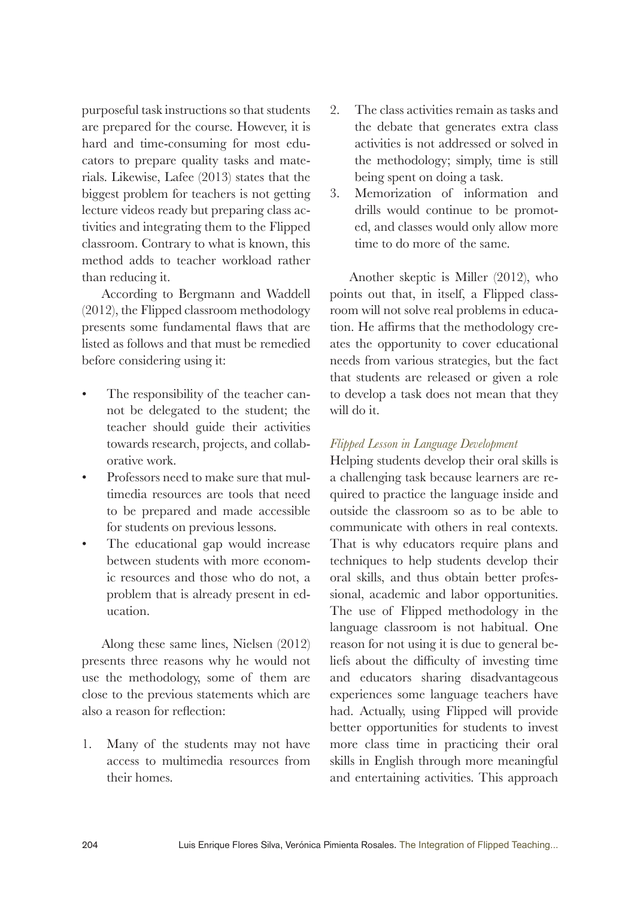purposeful task instructions so that students are prepared for the course. However, it is hard and time-consuming for most educators to prepare quality tasks and materials. Likewise, Lafee (2013) states that the biggest problem for teachers is not getting lecture videos ready but preparing class activities and integrating them to the Flipped classroom. Contrary to what is known, this method adds to teacher workload rather than reducing it.

According to Bergmann and Waddell (2012), the Flipped classroom methodology presents some fundamental flaws that are listed as follows and that must be remedied before considering using it:

- The responsibility of the teacher cannot be delegated to the student; the teacher should guide their activities towards research, projects, and collaborative work.
- Professors need to make sure that multimedia resources are tools that need to be prepared and made accessible for students on previous lessons.
- The educational gap would increase between students with more economic resources and those who do not, a problem that is already present in education.

Along these same lines, Nielsen (2012) presents three reasons why he would not use the methodology, some of them are close to the previous statements which are also a reason for reflection:

1. Many of the students may not have access to multimedia resources from their homes.
2. The class activities remain as tasks and the debate that generates extra class activities is not addressed or solved in the methodology; simply, time is still being spent on doing a task.
3. Memorization of information and drills would continue to be promoted, and classes would only allow more time to do more of the same.

Another skeptic is Miller (2012), who points out that, in itself, a Flipped classroom will not solve real problems in education. He affirms that the methodology creates the opportunity to cover educational needs from various strategies, but the fact that students are released or given a role to develop a task does not mean that they will do it.

*Flipped Lesson in Language Development*

Helping students develop their oral skills is a challenging task because learners are required to practice the language inside and outside the classroom so as to be able to communicate with others in real contexts. That is why educators require plans and techniques to help students develop their oral skills, and thus obtain better professional, academic and labor opportunities. The use of Flipped methodology in the language classroom is not habitual. One reason for not using it is due to general beliefs about the difficulty of investing time and educators sharing disadvantageous experiences some language teachers have had. Actually, using Flipped will provide better opportunities for students to invest more class time in practicing their oral skills in English through more meaningful and entertaining activities. This approach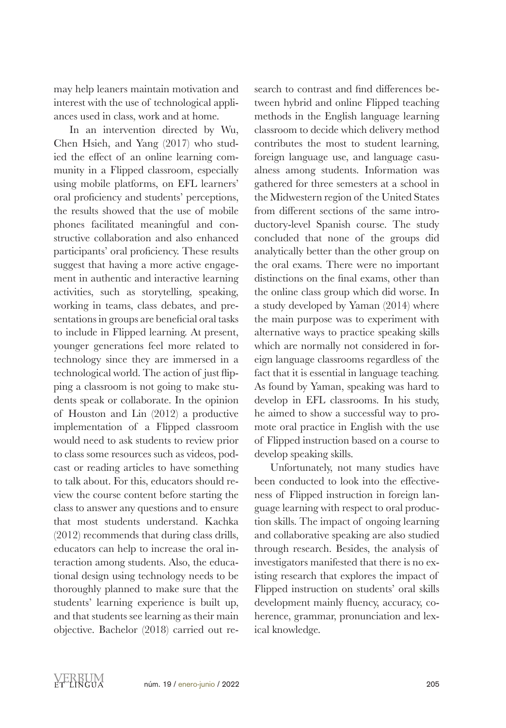may help leaners maintain motivation and interest with the use of technological appliances used in class, work and at home.

In an intervention directed by Wu, Chen Hsieh, and Yang (2017) who studied the effect of an online learning community in a Flipped classroom, especially using mobile platforms, on EFL learners' oral proficiency and students' perceptions, the results showed that the use of mobile phones facilitated meaningful and constructive collaboration and also enhanced participants' oral proficiency. These results suggest that having a more active engagement in authentic and interactive learning activities, such as storytelling, speaking, working in teams, class debates, and presentations in groups are beneficial oral tasks to include in Flipped learning. At present, younger generations feel more related to technology since they are immersed in a technological world. The action of just flipping a classroom is not going to make students speak or collaborate. In the opinion of Houston and Lin (2012) a productive implementation of a Flipped classroom would need to ask students to review prior to class some resources such as videos, podcast or reading articles to have something to talk about. For this, educators should review the course content before starting the class to answer any questions and to ensure that most students understand. Kachka (2012) recommends that during class drills, educators can help to increase the oral interaction among students. Also, the educational design using technology needs to be thoroughly planned to make sure that the students' learning experience is built up, and that students see learning as their main objective. Bachelor (2018) carried out research to contrast and find differences between hybrid and online Flipped teaching methods in the English language learning classroom to decide which delivery method contributes the most to student learning, foreign language use, and language casualness among students. Information was gathered for three semesters at a school in the Midwestern region of the United States from different sections of the same introductory-level Spanish course. The study concluded that none of the groups did analytically better than the other group on the oral exams. There were no important distinctions on the final exams, other than the online class group which did worse. In a study developed by Yaman (2014) where the main purpose was to experiment with alternative ways to practice speaking skills which are normally not considered in foreign language classrooms regardless of the fact that it is essential in language teaching. As found by Yaman, speaking was hard to develop in EFL classrooms. In his study, he aimed to show a successful way to promote oral practice in English with the use of Flipped instruction based on a course to develop speaking skills.

Unfortunately, not many studies have been conducted to look into the effectiveness of Flipped instruction in foreign language learning with respect to oral production skills. The impact of ongoing learning and collaborative speaking are also studied through research. Besides, the analysis of investigators manifested that there is no existing research that explores the impact of Flipped instruction on students' oral skills development mainly fluency, accuracy, coherence, grammar, pronunciation and lexical knowledge.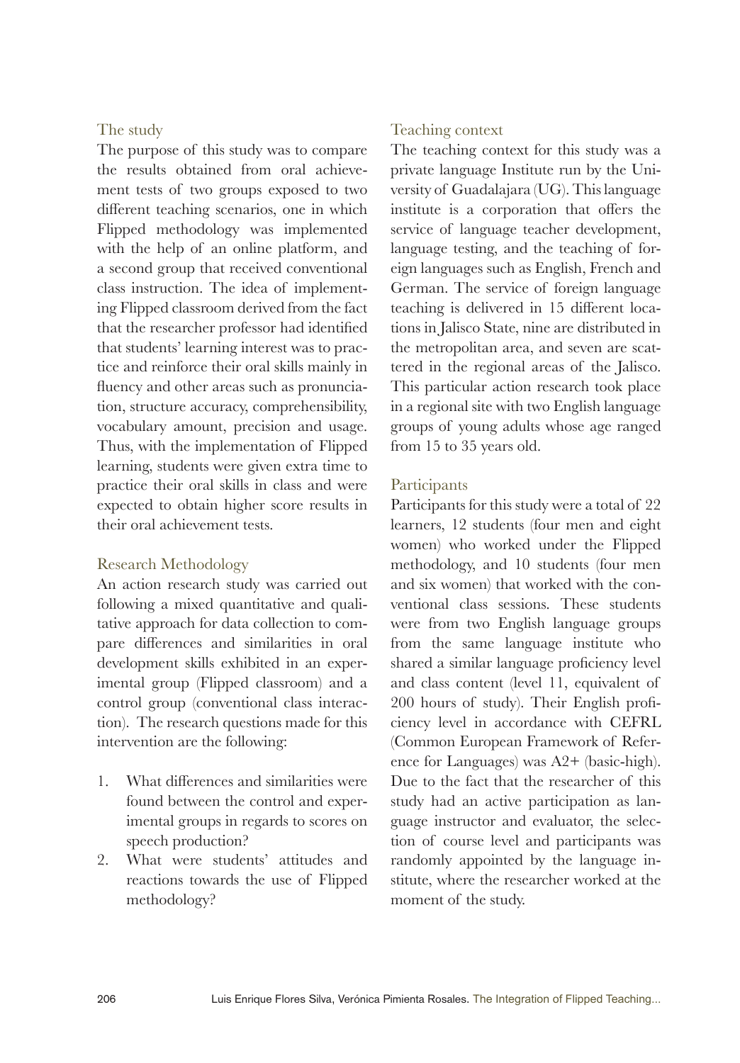## The study

The purpose of this study was to compare the results obtained from oral achievement tests of two groups exposed to two different teaching scenarios, one in which Flipped methodology was implemented with the help of an online platform, and a second group that received conventional class instruction. The idea of implementing Flipped classroom derived from the fact that the researcher professor had identified that students' learning interest was to practice and reinforce their oral skills mainly in fluency and other areas such as pronunciation, structure accuracy, comprehensibility, vocabulary amount, precision and usage. Thus, with the implementation of Flipped learning, students were given extra time to practice their oral skills in class and were expected to obtain higher score results in their oral achievement tests.

## Research Methodology

An action research study was carried out following a mixed quantitative and qualitative approach for data collection to compare differences and similarities in oral development skills exhibited in an experimental group (Flipped classroom) and a control group (conventional class interaction). The research questions made for this intervention are the following:

1. What differences and similarities were found between the control and experimental groups in regards to scores on speech production?
2. What were students' attitudes and reactions towards the use of Flipped methodology?

## Teaching context

The teaching context for this study was a private language Institute run by the University of Guadalajara (UG). This language institute is a corporation that offers the service of language teacher development, language testing, and the teaching of foreign languages such as English, French and German. The service of foreign language teaching is delivered in 15 different locations in Jalisco State, nine are distributed in the metropolitan area, and seven are scattered in the regional areas of the Jalisco. This particular action research took place in a regional site with two English language groups of young adults whose age ranged from 15 to 35 years old.

## Participants

Participants for this study were a total of 22 learners, 12 students (four men and eight women) who worked under the Flipped methodology, and 10 students (four men and six women) that worked with the conventional class sessions. These students were from two English language groups from the same language institute who shared a similar language proficiency level and class content (level 11, equivalent of 200 hours of study). Their English proficiency level in accordance with CEFRL (Common European Framework of Reference for Languages) was A2+ (basic-high). Due to the fact that the researcher of this study had an active participation as language instructor and evaluator, the selection of course level and participants was randomly appointed by the language institute, where the researcher worked at the moment of the study.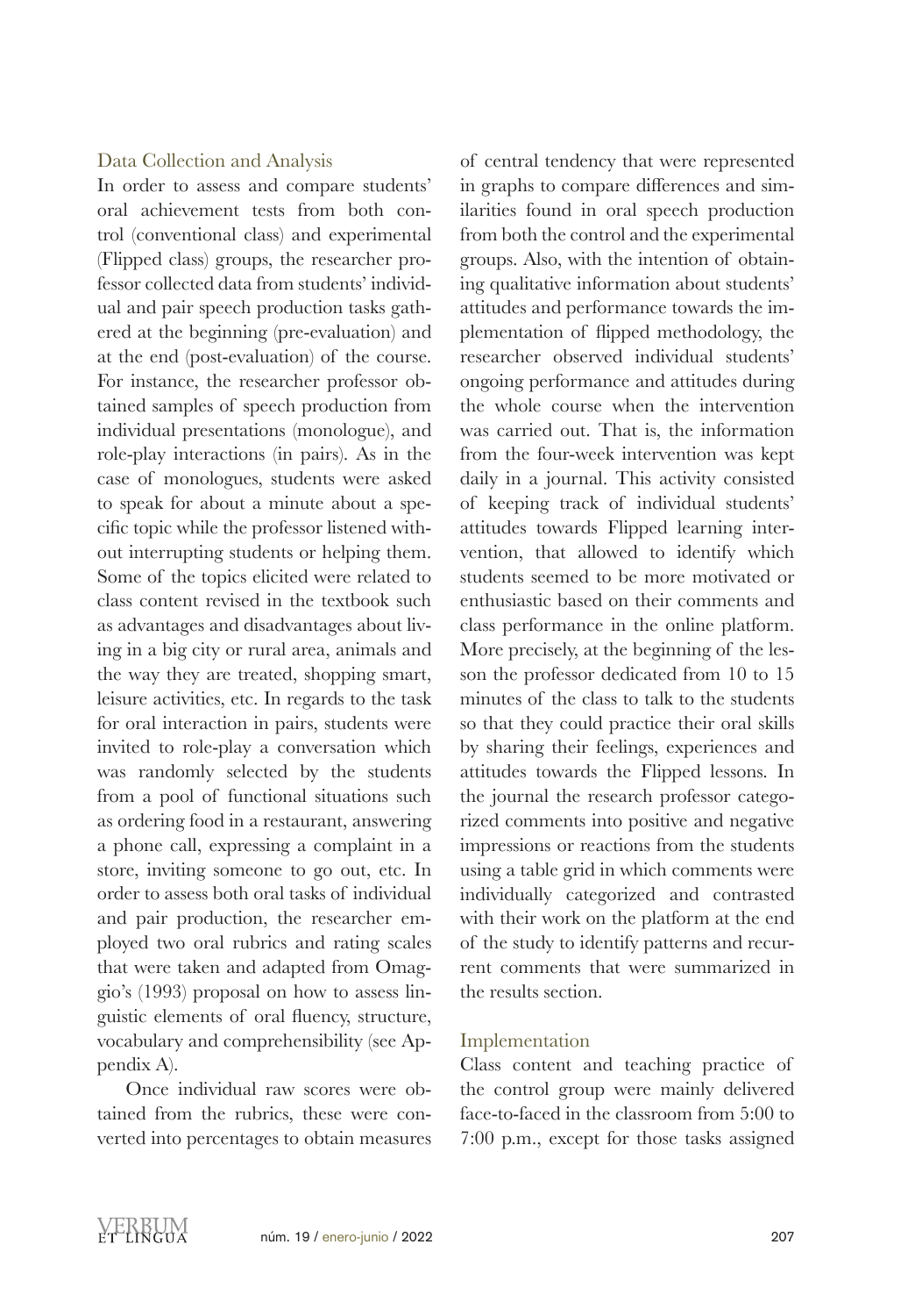### Data Collection and Analysis

In order to assess and compare students' oral achievement tests from both control (conventional class) and experimental (Flipped class) groups, the researcher professor collected data from students' individual and pair speech production tasks gathered at the beginning (pre-evaluation) and at the end (post-evaluation) of the course. For instance, the researcher professor obtained samples of speech production from individual presentations (monologue), and role-play interactions (in pairs). As in the case of monologues, students were asked to speak for about a minute about a specific topic while the professor listened without interrupting students or helping them. Some of the topics elicited were related to class content revised in the textbook such as advantages and disadvantages about living in a big city or rural area, animals and the way they are treated, shopping smart, leisure activities, etc. In regards to the task for oral interaction in pairs, students were invited to role-play a conversation which was randomly selected by the students from a pool of functional situations such as ordering food in a restaurant, answering a phone call, expressing a complaint in a store, inviting someone to go out, etc. In order to assess both oral tasks of individual and pair production, the researcher employed two oral rubrics and rating scales that were taken and adapted from Omaggio's (1993) proposal on how to assess linguistic elements of oral fluency, structure, vocabulary and comprehensibility (see Appendix A).

Once individual raw scores were obtained from the rubrics, these were converted into percentages to obtain measures of central tendency that were represented in graphs to compare differences and similarities found in oral speech production from both the control and the experimental groups. Also, with the intention of obtaining qualitative information about students' attitudes and performance towards the implementation of flipped methodology, the researcher observed individual students' ongoing performance and attitudes during the whole course when the intervention was carried out. That is, the information from the four-week intervention was kept daily in a journal. This activity consisted of keeping track of individual students' attitudes towards Flipped learning intervention, that allowed to identify which students seemed to be more motivated or enthusiastic based on their comments and class performance in the online platform. More precisely, at the beginning of the lesson the professor dedicated from 10 to 15 minutes of the class to talk to the students so that they could practice their oral skills by sharing their feelings, experiences and attitudes towards the Flipped lessons. In the journal the research professor categorized comments into positive and negative impressions or reactions from the students using a table grid in which comments were individually categorized and contrasted with their work on the platform at the end of the study to identify patterns and recurrent comments that were summarized in the results section.

### Implementation

Class content and teaching practice of the control group were mainly delivered face-to-faced in the classroom from 5:00 to 7:00 p.m., except for those tasks assigned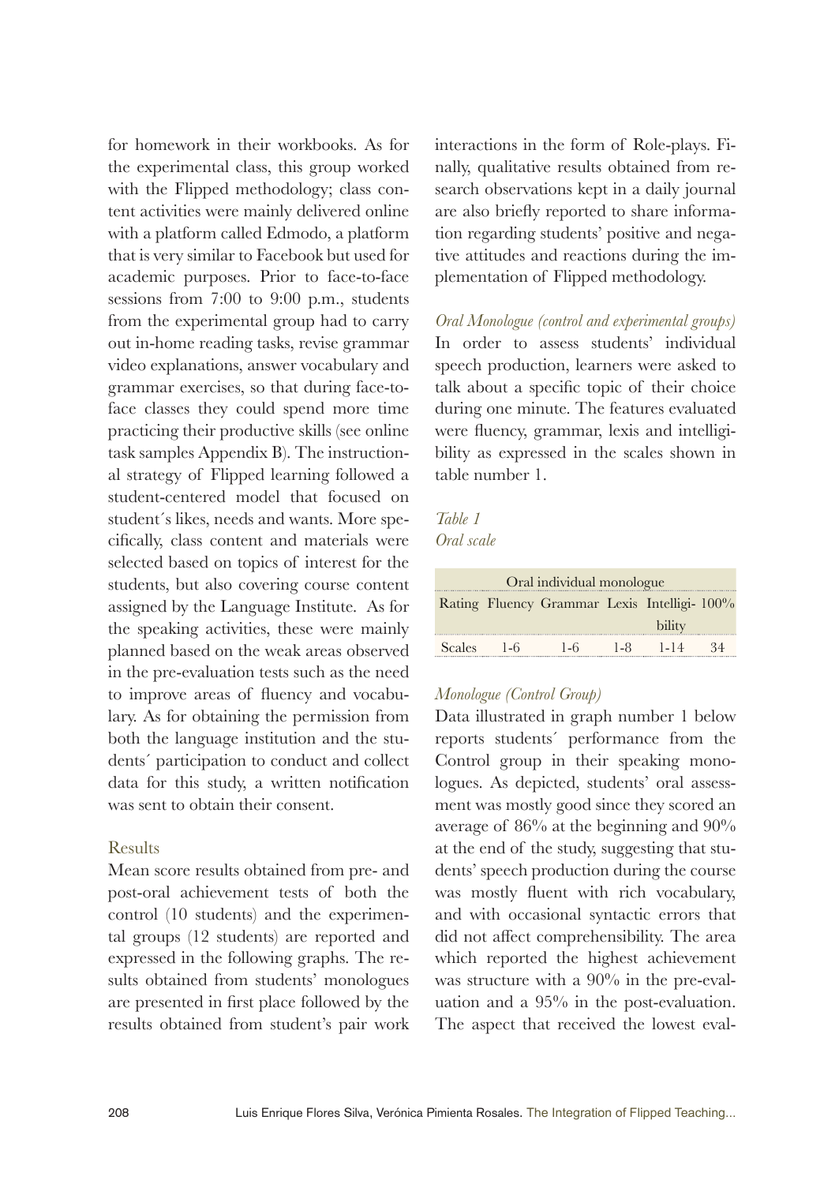for homework in their workbooks. As for the experimental class, this group worked with the Flipped methodology; class content activities were mainly delivered online with a platform called Edmodo, a platform that is very similar to Facebook but used for academic purposes. Prior to face-to-face sessions from 7:00 to 9:00 p.m., students from the experimental group had to carry out in-home reading tasks, revise grammar video explanations, answer vocabulary and grammar exercises, so that during face-to-face classes they could spend more time practicing their productive skills (see online task samples Appendix B). The instructional strategy of Flipped learning followed a student-centered model that focused on student´s likes, needs and wants. More specifically, class content and materials were selected based on topics of interest for the students, but also covering course content assigned by the Language Institute. As for the speaking activities, these were mainly planned based on the weak areas observed in the pre-evaluation tests such as the need to improve areas of fluency and vocabulary. As for obtaining the permission from both the language institution and the students´ participation to conduct and collect data for this study, a written notification was sent to obtain their consent.

## Results

Mean score results obtained from pre- and post-oral achievement tests of both the control (10 students) and the experimental groups (12 students) are reported and expressed in the following graphs. The results obtained from students' monologues are presented in first place followed by the results obtained from student's pair work interactions in the form of Role-plays. Finally, qualitative results obtained from research observations kept in a daily journal are also briefly reported to share information regarding students' positive and negative attitudes and reactions during the implementation of Flipped methodology.

*Oral Monologue (control and experimental groups)*

In order to assess students' individual speech production, learners were asked to talk about a specific topic of their choice during one minute. The features evaluated were fluency, grammar, lexis and intelligibility as expressed in the scales shown in table number 1.

*Table 1*
*Oral scale*

| Oral individual monologue | | | | | |
|---|---|---|---|---|---|
| Rating | Fluency | Grammar | Lexis | Intelligibility | 100% |
| Scales | 1-6 | 1-6 | 1-8 | 1-14 | 34 |

*Monologue (Control Group)*

Data illustrated in graph number 1 below reports students´ performance from the Control group in their speaking monologues. As depicted, students' oral assessment was mostly good since they scored an average of 86% at the beginning and 90% at the end of the study, suggesting that students' speech production during the course was mostly fluent with rich vocabulary, and with occasional syntactic errors that did not affect comprehensibility. The area which reported the highest achievement was structure with a 90% in the pre-evaluation and a 95% in the post-evaluation. The aspect that received the lowest eval-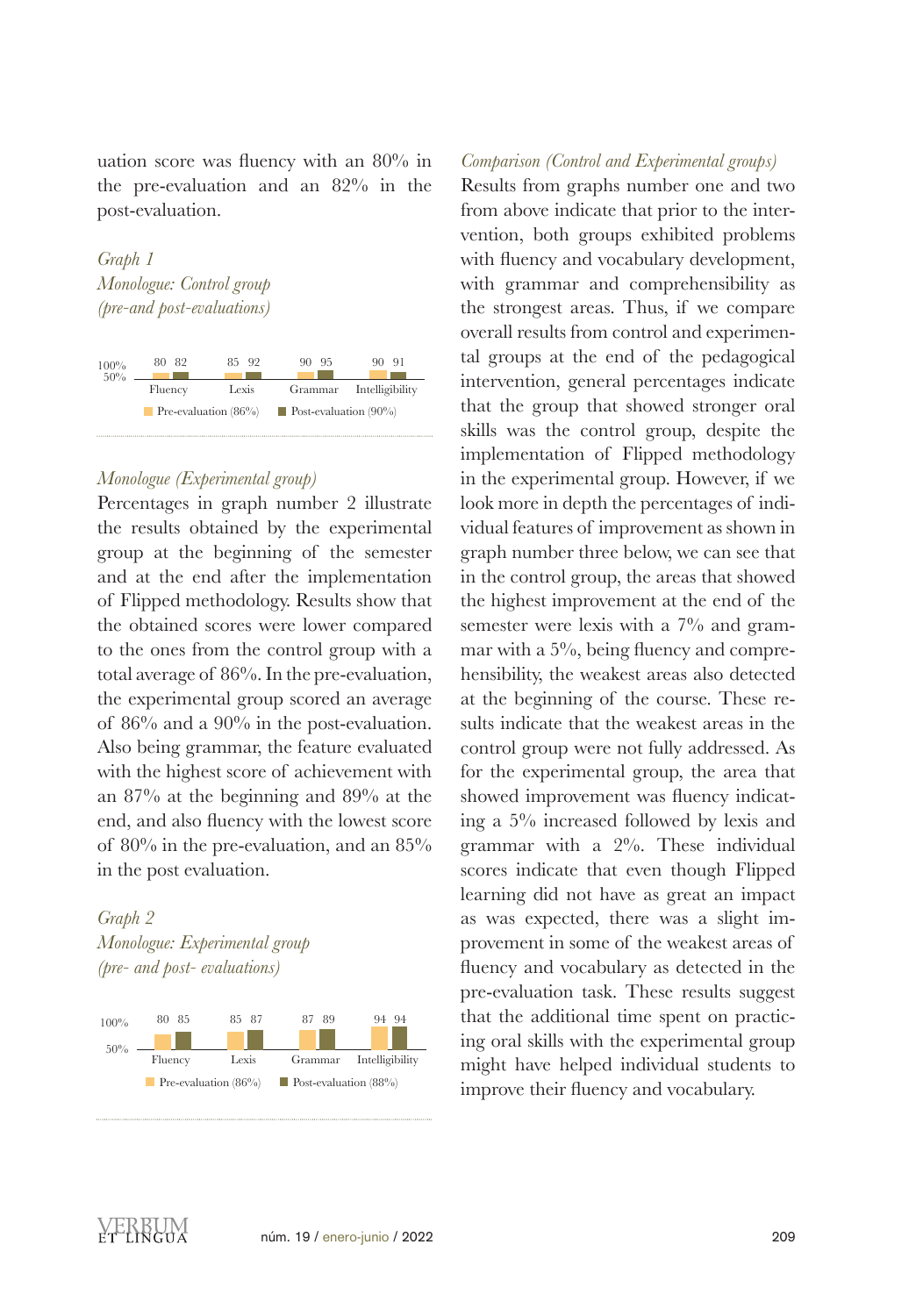uation score was fluency with an 80% in the pre-evaluation and an 82% in the post-evaluation.

*Graph 1*
*Monologue: Control group*
*(pre-and post-evaluations)*

| | Fluency | Lexis | Grammar | Intelligibility |
|---|---|---|---|---|
| Pre-evaluation (86%) | 80 | 85 | 90 | 90 |
| Post-evaluation (90%) | 82 | 92 | 95 | 91 |

*Monologue (Experimental group)*

Percentages in graph number 2 illustrate the results obtained by the experimental group at the beginning of the semester and at the end after the implementation of Flipped methodology. Results show that the obtained scores were lower compared to the ones from the control group with a total average of 86%. In the pre-evaluation, the experimental group scored an average of 86% and a 90% in the post-evaluation. Also being grammar, the feature evaluated with the highest score of achievement with an 87% at the beginning and 89% at the end, and also fluency with the lowest score of 80% in the pre-evaluation, and an 85% in the post evaluation.

*Graph 2*
*Monologue: Experimental group*
*(pre- and post- evaluations)*

| | Fluency | Lexis | Grammar | Intelligibility |
|---|---|---|---|---|
| Pre-evaluation (86%) | 80 | 85 | 87 | 94 |
| Post-evaluation (88%) | 85 | 87 | 89 | 94 |

*Comparison (Control and Experimental groups)*

Results from graphs number one and two from above indicate that prior to the intervention, both groups exhibited problems with fluency and vocabulary development, with grammar and comprehensibility as the strongest areas. Thus, if we compare overall results from control and experimental groups at the end of the pedagogical intervention, general percentages indicate that the group that showed stronger oral skills was the control group, despite the implementation of Flipped methodology in the experimental group. However, if we look more in depth the percentages of individual features of improvement as shown in graph number three below, we can see that in the control group, the areas that showed the highest improvement at the end of the semester were lexis with a 7% and grammar with a 5%, being fluency and comprehensibility, the weakest areas also detected at the beginning of the course. These results indicate that the weakest areas in the control group were not fully addressed. As for the experimental group, the area that showed improvement was fluency indicating a 5% increased followed by lexis and grammar with a 2%. These individual scores indicate that even though Flipped learning did not have as great an impact as was expected, there was a slight improvement in some of the weakest areas of fluency and vocabulary as detected in the pre-evaluation task. These results suggest that the additional time spent on practicing oral skills with the experimental group might have helped individual students to improve their fluency and vocabulary.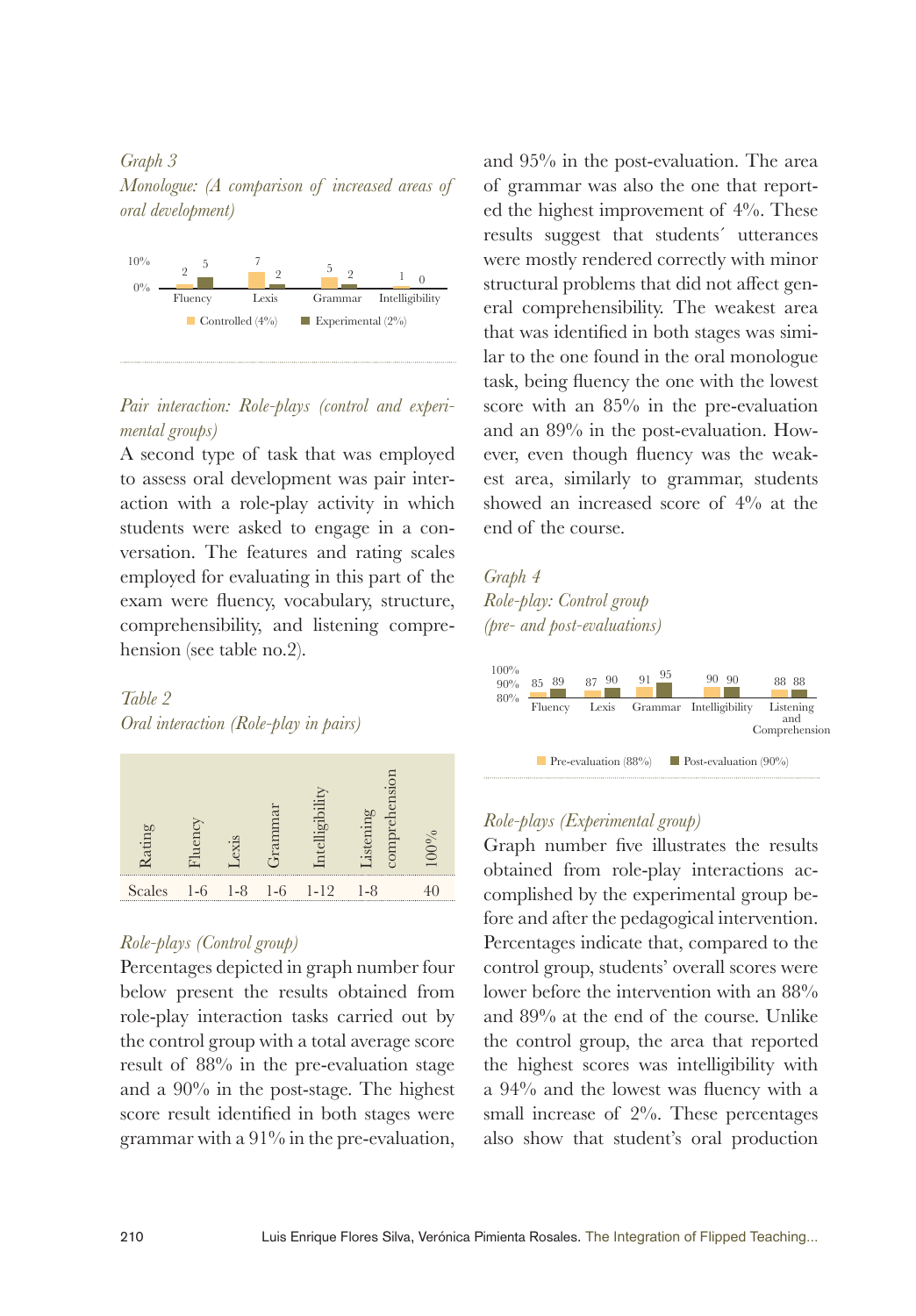*Graph 3*

*Monologue: (A comparison of increased areas of oral development)*

| | Fluency | Lexis | Grammar | Intelligibility |
|---|---|---|---|---|
| Controlled (4%) | 2 | 7 | 5 | 1 |
| Experimental (2%) | 5 | 2 | 2 | 0 |

### *Pair interaction: Role-plays (control and experimental groups)*

A second type of task that was employed to assess oral development was pair interaction with a role-play activity in which students were asked to engage in a conversation. The features and rating scales employed for evaluating in this part of the exam were fluency, vocabulary, structure, comprehensibility, and listening comprehension (see table no.2).

*Table 2*

*Oral interaction (Role-play in pairs)*

| Rating | Fluency | Lexis | Grammar | Intelligibility | Listening comprehension | 100% |
|---|---|---|---|---|---|---|
| Scales | 1-6 | 1-8 | 1-6 | 1-12 | 1-8 | 40 |

### *Role-plays (Control group)*

Percentages depicted in graph number four below present the results obtained from role-play interaction tasks carried out by the control group with a total average score result of 88% in the pre-evaluation stage and a 90% in the post-stage. The highest score result identified in both stages were grammar with a 91% in the pre-evaluation, and 95% in the post-evaluation. The area of grammar was also the one that reported the highest improvement of 4%. These results suggest that students´ utterances were mostly rendered correctly with minor structural problems that did not affect general comprehensibility. The weakest area that was identified in both stages was similar to the one found in the oral monologue task, being fluency the one with the lowest score with an 85% in the pre-evaluation and an 89% in the post-evaluation. However, even though fluency was the weakest area, similarly to grammar, students showed an increased score of 4% at the end of the course.

*Graph 4*

*Role-play: Control group (pre- and post-evaluations)*

| | Fluency | Lexis | Grammar | Intelligibility | Listening and Comprehension |
|---|---|---|---|---|---|
| Pre-evaluation (88%) | 85 | 87 | 91 | 90 | 88 |
| Post-evaluation (90%) | 89 | 90 | 95 | 90 | 88 |

### *Role-plays (Experimental group)*

Graph number five illustrates the results obtained from role-play interactions accomplished by the experimental group before and after the pedagogical intervention. Percentages indicate that, compared to the control group, students' overall scores were lower before the intervention with an 88% and 89% at the end of the course. Unlike the control group, the area that reported the highest scores was intelligibility with a 94% and the lowest was fluency with a small increase of 2%. These percentages also show that student's oral production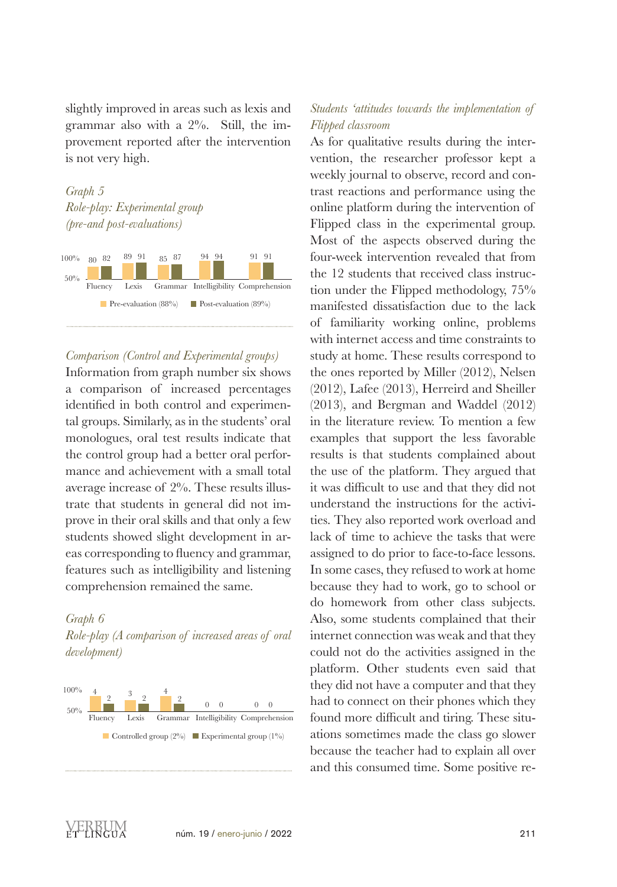slightly improved in areas such as lexis and grammar also with a 2%. Still, the improvement reported after the intervention is not very high.

*Graph 5*
*Role-play: Experimental group (pre-and post-evaluations)*

| | Fluency | Lexis | Grammar | Intelligibility | Comprehension |
|---|---|---|---|---|---|
| Pre-evaluation (88%) | 80 | 89 | 85 | 94 | 91 |
| Post-evaluation (89%) | 82 | 91 | 87 | 94 | 91 |

*Comparison (Control and Experimental groups)*

Information from graph number six shows a comparison of increased percentages identified in both control and experimental groups. Similarly, as in the students' oral monologues, oral test results indicate that the control group had a better oral performance and achievement with a small total average increase of 2%. These results illustrate that students in general did not improve in their oral skills and that only a few students showed slight development in areas corresponding to fluency and grammar, features such as intelligibility and listening comprehension remained the same.

*Graph 6*
*Role-play (A comparison of increased areas of oral development)*

| | Fluency | Lexis | Grammar | Intelligibility | Comprehension |
|---|---|---|---|---|---|
| Controlled group (2%) | 4 | 3 | 4 | 0 | 0 |
| Experimental group (1%) | 2 | 2 | 2 | 0 | 0 |

*Students 'attitudes towards the implementation of Flipped classroom*

As for qualitative results during the intervention, the researcher professor kept a weekly journal to observe, record and contrast reactions and performance using the online platform during the intervention of Flipped class in the experimental group. Most of the aspects observed during the four-week intervention revealed that from the 12 students that received class instruction under the Flipped methodology, 75% manifested dissatisfaction due to the lack of familiarity working online, problems with internet access and time constraints to study at home. These results correspond to the ones reported by Miller (2012), Nelsen (2012), Lafee (2013), Herreird and Sheiller (2013), and Bergman and Waddel (2012) in the literature review. To mention a few examples that support the less favorable results is that students complained about the use of the platform. They argued that it was difficult to use and that they did not understand the instructions for the activities. They also reported work overload and lack of time to achieve the tasks that were assigned to do prior to face-to-face lessons. In some cases, they refused to work at home because they had to work, go to school or do homework from other class subjects. Also, some students complained that their internet connection was weak and that they could not do the activities assigned in the platform. Other students even said that they did not have a computer and that they had to connect on their phones which they found more difficult and tiring. These situations sometimes made the class go slower because the teacher had to explain all over and this consumed time. Some positive re-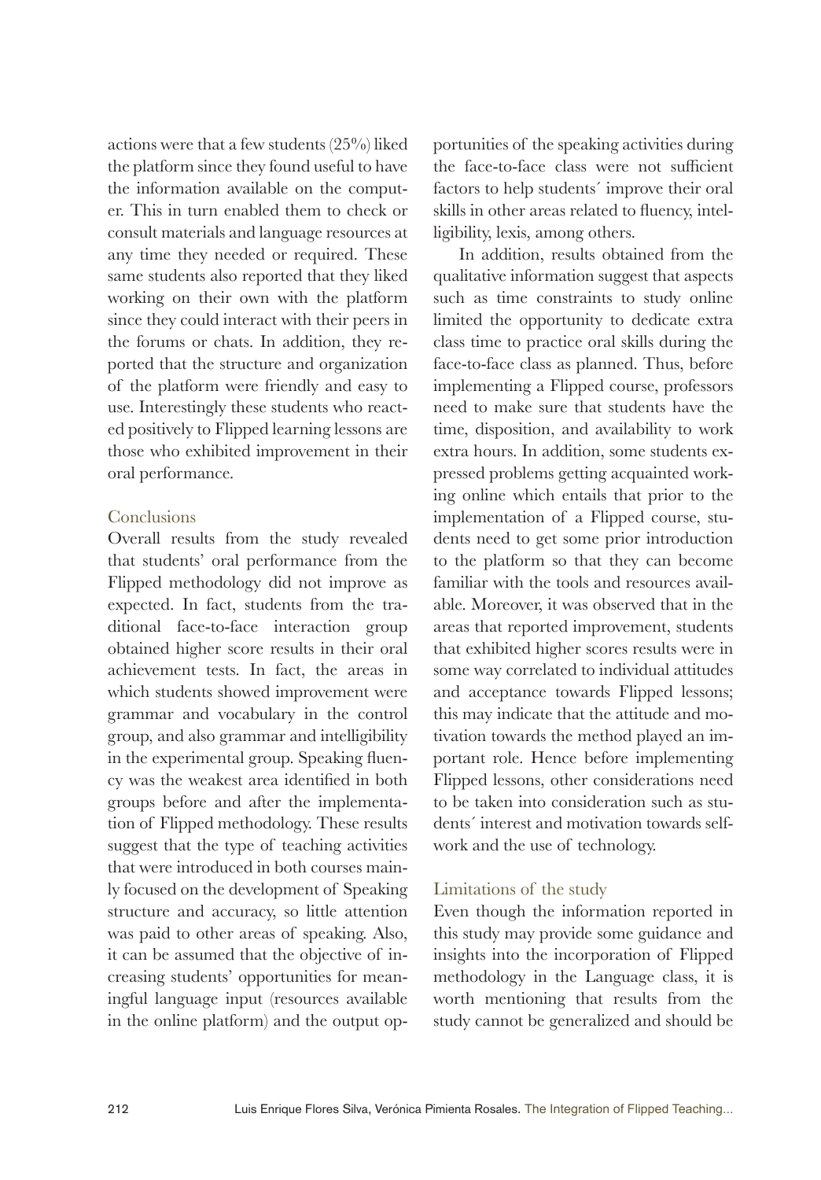actions were that a few students (25%) liked the platform since they found useful to have the information available on the computer. This in turn enabled them to check or consult materials and language resources at any time they needed or required. These same students also reported that they liked working on their own with the platform since they could interact with their peers in the forums or chats. In addition, they reported that the structure and organization of the platform were friendly and easy to use. Interestingly these students who reacted positively to Flipped learning lessons are those who exhibited improvement in their oral performance.

## Conclusions

Overall results from the study revealed that students' oral performance from the Flipped methodology did not improve as expected. In fact, students from the traditional face-to-face interaction group obtained higher score results in their oral achievement tests. In fact, the areas in which students showed improvement were grammar and vocabulary in the control group, and also grammar and intelligibility in the experimental group. Speaking fluency was the weakest area identified in both groups before and after the implementation of Flipped methodology. These results suggest that the type of teaching activities that were introduced in both courses mainly focused on the development of Speaking structure and accuracy, so little attention was paid to other areas of speaking. Also, it can be assumed that the objective of increasing students' opportunities for meaningful language input (resources available in the online platform) and the output opportunities of the speaking activities during the face-to-face class were not sufficient factors to help students´ improve their oral skills in other areas related to fluency, intelligibility, lexis, among others.

In addition, results obtained from the qualitative information suggest that aspects such as time constraints to study online limited the opportunity to dedicate extra class time to practice oral skills during the face-to-face class as planned. Thus, before implementing a Flipped course, professors need to make sure that students have the time, disposition, and availability to work extra hours. In addition, some students expressed problems getting acquainted working online which entails that prior to the implementation of a Flipped course, students need to get some prior introduction to the platform so that they can become familiar with the tools and resources available. Moreover, it was observed that in the areas that reported improvement, students that exhibited higher scores results were in some way correlated to individual attitudes and acceptance towards Flipped lessons; this may indicate that the attitude and motivation towards the method played an important role. Hence before implementing Flipped lessons, other considerations need to be taken into consideration such as students´ interest and motivation towards self-work and the use of technology.

## Limitations of the study

Even though the information reported in this study may provide some guidance and insights into the incorporation of Flipped methodology in the Language class, it is worth mentioning that results from the study cannot be generalized and should be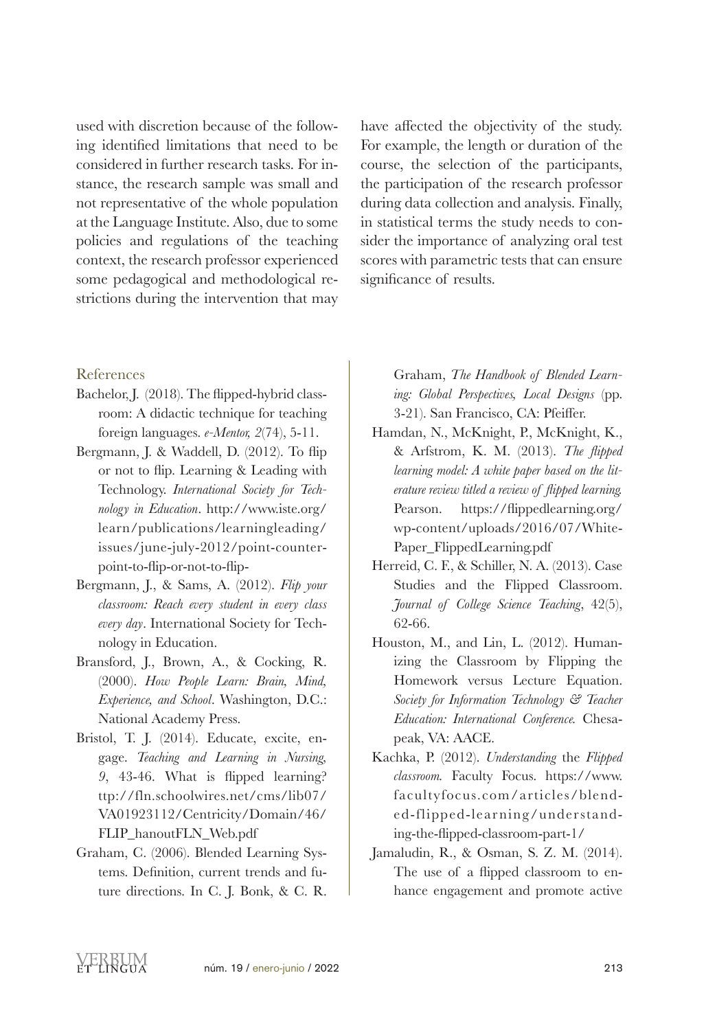used with discretion because of the following identified limitations that need to be considered in further research tasks. For instance, the research sample was small and not representative of the whole population at the Language Institute. Also, due to some policies and regulations of the teaching context, the research professor experienced some pedagogical and methodological restrictions during the intervention that may have affected the objectivity of the study. For example, the length or duration of the course, the selection of the participants, the participation of the research professor during data collection and analysis. Finally, in statistical terms the study needs to consider the importance of analyzing oral test scores with parametric tests that can ensure significance of results.

## References

Bachelor, J. (2018). The flipped-hybrid classroom: A didactic technique for teaching foreign languages. *e-Mentor, 2*(74), 5-11.

Bergmann, J. & Waddell, D. (2012). To flip or not to flip. Learning & Leading with Technology. *International Society for Technology in Education*. http://www.iste.org/learn/publications/learningleading/issues/june-july-2012/point-counterpoint-to-flip-or-not-to-flip-

Bergmann, J., & Sams, A. (2012). *Flip your classroom: Reach every student in every class every day*. International Society for Technology in Education.

Bransford, J., Brown, A., & Cocking, R. (2000). *How People Learn: Brain, Mind, Experience, and School*. Washington, D.C.: National Academy Press.

Bristol, T. J. (2014). Educate, excite, engage. *Teaching and Learning in Nursing, 9*, 43-46. What is flipped learning? ttp://fln.schoolwires.net/cms/lib07/VA01923112/Centricity/Domain/46/FLIP_hanoutFLN_Web.pdf

Graham, C. (2006). Blended Learning Systems. Definition, current trends and future directions. In C. J. Bonk, & C. R. Graham, *The Handbook of Blended Learning: Global Perspectives, Local Designs* (pp. 3-21). San Francisco, CA: Pfeiffer.

Hamdan, N., McKnight, P., McKnight, K., & Arfstrom, K. M. (2013). *The flipped learning model: A white paper based on the literature review titled a review of flipped learning.* Pearson. https://flippedlearning.org/wp-content/uploads/2016/07/WhitePaper_FlippedLearning.pdf

Herreid, C. F., & Schiller, N. A. (2013). Case Studies and the Flipped Classroom. *Journal of College Science Teaching*, 42(5), 62-66.

Houston, M., and Lin, L. (2012). Humanizing the Classroom by Flipping the Homework versus Lecture Equation. *Society for Information Technology & Teacher Education: International Conference.* Chesapeak, VA: AACE.

Kachka, P. (2012). *Understanding* the *Flipped classroom.* Faculty Focus. https://www.facultyfocus.com/articles/blended-flipped-learning/understanding-the-flipped-classroom-part-1/

Jamaludin, R., & Osman, S. Z. M. (2014). The use of a flipped classroom to enhance engagement and promote active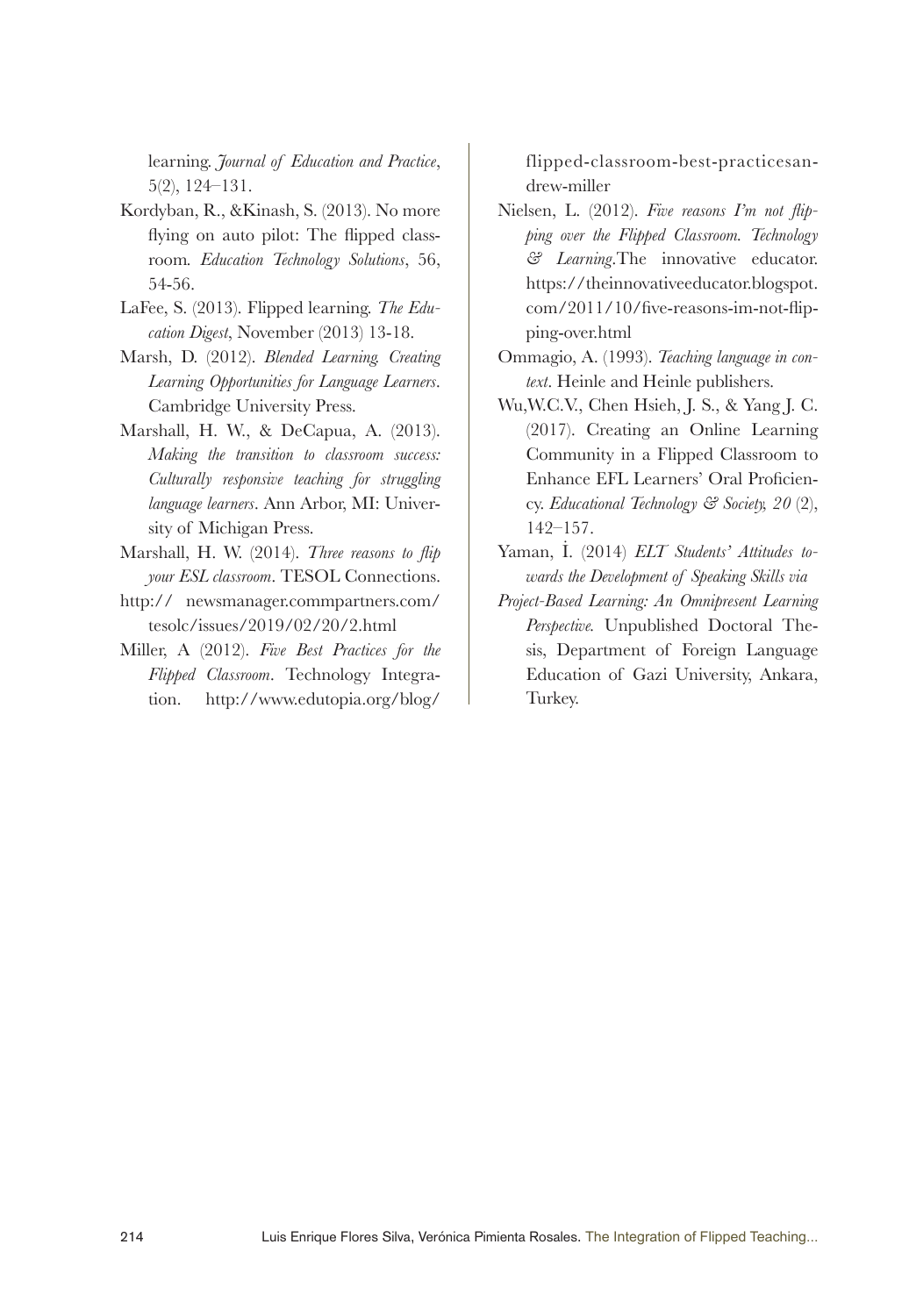learning. *Journal of Education and Practice*, 5(2), 124–131.

Kordyban, R., &Kinash, S. (2013). No more flying on auto pilot: The flipped classroom. *Education Technology Solutions*, 56, 54-56.

LaFee, S. (2013). Flipped learning. *The Education Digest*, November (2013) 13-18.

Marsh, D. (2012). *Blended Learning. Creating Learning Opportunities for Language Learners*. Cambridge University Press.

Marshall, H. W., & DeCapua, A. (2013). *Making the transition to classroom success: Culturally responsive teaching for struggling language learners*. Ann Arbor, MI: University of Michigan Press.

Marshall, H. W. (2014). *Three reasons to flip your ESL classroom*. TESOL Connections.

http:// newsmanager.commpartners.com/tesolc/issues/2019/02/20/2.html

Miller, A (2012). *Five Best Practices for the Flipped Classroom*. Technology Integration. http://www.edutopia.org/blog/flipped-classroom-best-practicesandrew-miller

Nielsen, L. (2012). *Five reasons I'm not flipping over the Flipped Classroom. Technology & Learning*.The innovative educator. https://theinnovativeeducator.blogspot.com/2011/10/five-reasons-im-not-flipping-over.html

Ommagio, A. (1993). *Teaching language in context*. Heinle and Heinle publishers.

Wu,W.C.V., Chen Hsieh, J. S., & Yang J. C. (2017). Creating an Online Learning Community in a Flipped Classroom to Enhance EFL Learners' Oral Proficiency. *Educational Technology & Society, 20* (2), 142–157.

Yaman, İ. (2014) *ELT Students' Attitudes towards the Development of Speaking Skills via Project-Based Learning: An Omnipresent Learning Perspective.* Unpublished Doctoral Thesis, Department of Foreign Language Education of Gazi University, Ankara, Turkey.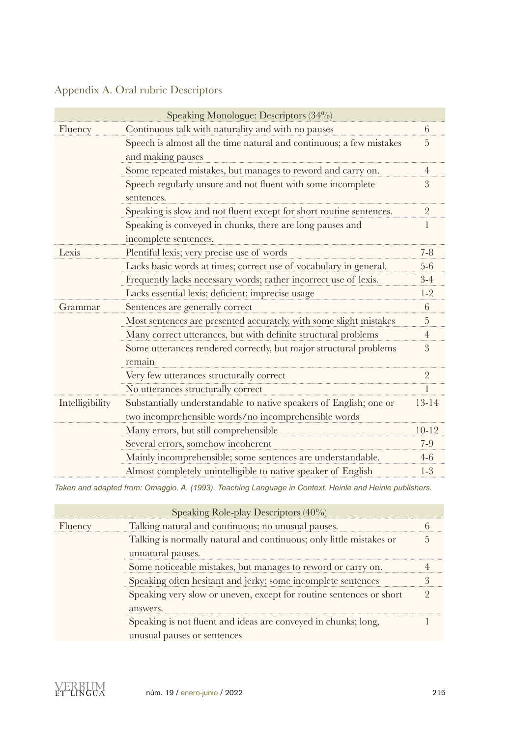## Appendix A. Oral rubric Descriptors

| Speaking Monologue: Descriptors (34%) | | |
|---|---|---|
| Fluency | Continuous talk with naturality and with no pauses | 6 |
| | Speech is almost all the time natural and continuous; a few mistakes and making pauses | 5 |
| | Some repeated mistakes, but manages to reword and carry on. | 4 |
| | Speech regularly unsure and not fluent with some incomplete sentences. | 3 |
| | Speaking is slow and not fluent except for short routine sentences. | 2 |
| | Speaking is conveyed in chunks, there are long pauses and incomplete sentences. | 1 |
| Lexis | Plentiful lexis; very precise use of words | 7-8 |
| | Lacks basic words at times; correct use of vocabulary in general. | 5-6 |
| | Frequently lacks necessary words; rather incorrect use of lexis. | 3-4 |
| | Lacks essential lexis; deficient; imprecise usage | 1-2 |
| Grammar | Sentences are generally correct | 6 |
| | Most sentences are presented accurately, with some slight mistakes | 5 |
| | Many correct utterances, but with definite structural problems | 4 |
| | Some utterances rendered correctly, but major structural problems remain | 3 |
| | Very few utterances structurally correct | 2 |
| | No utterances structurally correct | 1 |
| Intelligibility | Substantially understandable to native speakers of English; one or two incomprehensible words/no incomprehensible words | 13-14 |
| | Many errors, but still comprehensible | 10-12 |
| | Several errors, somehow incoherent | 7-9 |
| | Mainly incomprehensible; some sentences are understandable. | 4-6 |
| | Almost completely unintelligible to native speaker of English | 1-3 |

*Taken and adapted from: Omaggio, A. (1993). Teaching Language in Context. Heinle and Heinle publishers.*

| Speaking Role-play Descriptors (40%) | | |
|---|---|---|
| Fluency | Talking natural and continuous; no unusual pauses. | 6 |
| | Talking is normally natural and continuous; only little mistakes or unnatural pauses. | 5 |
| | Some noticeable mistakes, but manages to reword or carry on. | 4 |
| | Speaking often hesitant and jerky; some incomplete sentences | 3 |
| | Speaking very slow or uneven, except for routine sentences or short answers. | 2 |
| | Speaking is not fluent and ideas are conveyed in chunks; long, unusual pauses or sentences | 1 |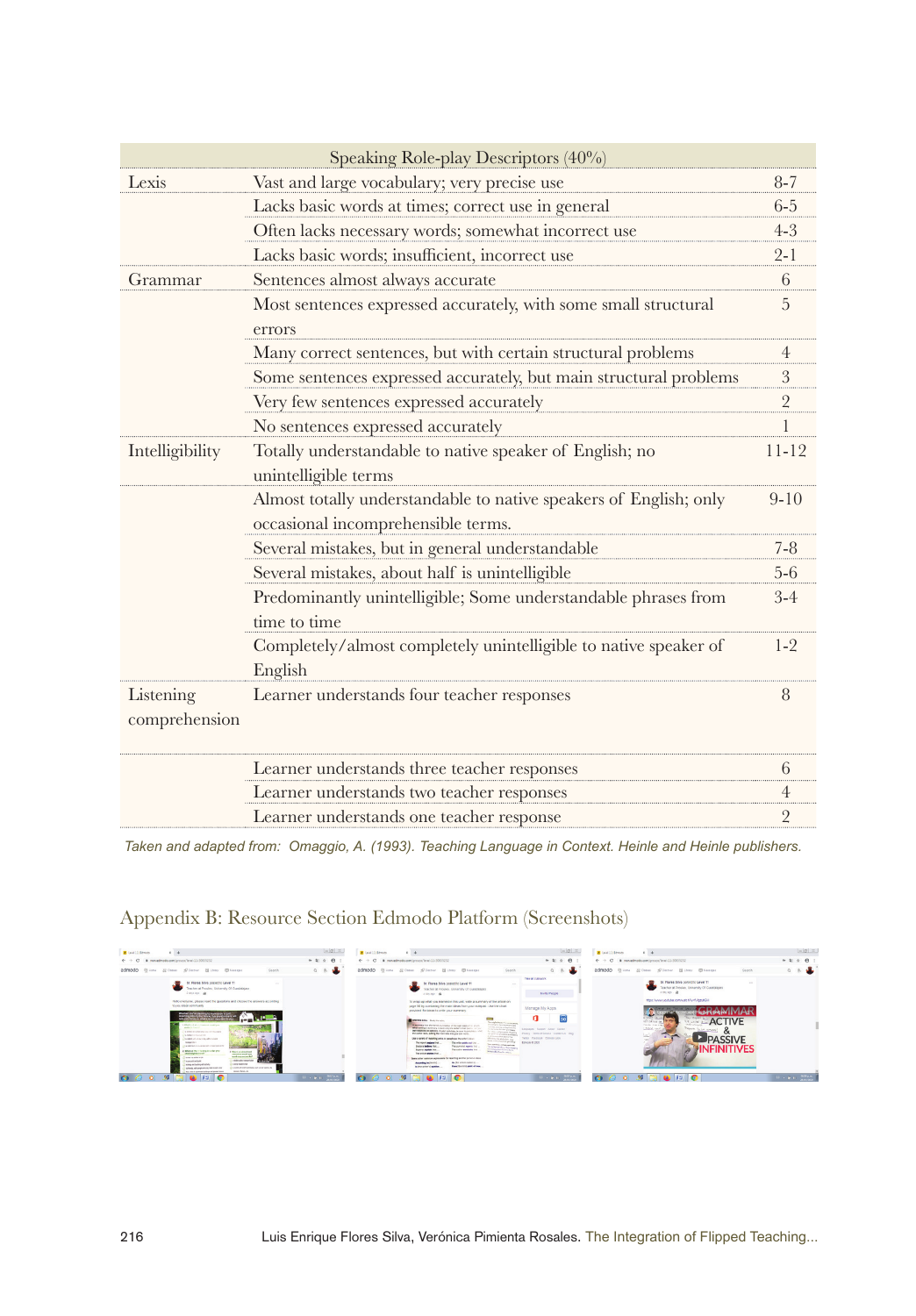| Speaking Role-play Descriptors (40%) | | |
|---|---|---|
| Lexis | Vast and large vocabulary; very precise use | 8-7 |
| | Lacks basic words at times; correct use in general | 6-5 |
| | Often lacks necessary words; somewhat incorrect use | 4-3 |
| | Lacks basic words; insufficient, incorrect use | 2-1 |
| Grammar | Sentences almost always accurate | 6 |
| | Most sentences expressed accurately, with some small structural errors | 5 |
| | Many correct sentences, but with certain structural problems | 4 |
| | Some sentences expressed accurately, but main structural problems | 3 |
| | Very few sentences expressed accurately | 2 |
| | No sentences expressed accurately | 1 |
| Intelligibility | Totally understandable to native speaker of English; no unintelligible terms | 11-12 |
| | Almost totally understandable to native speakers of English; only occasional incomprehensible terms. | 9-10 |
| | Several mistakes, but in general understandable | 7-8 |
| | Several mistakes, about half is unintelligible | 5-6 |
| | Predominantly unintelligible; Some understandable phrases from time to time | 3-4 |
| | Completely/almost completely unintelligible to native speaker of English | 1-2 |
| Listening comprehension | Learner understands four teacher responses | 8 |
| | Learner understands three teacher responses | 6 |
| | Learner understands two teacher responses | 4 |
| | Learner understands one teacher response | 2 |

*Taken and adapted from: Omaggio, A. (1993). Teaching Language in Context. Heinle and Heinle publishers.*

## Appendix B: Resource Section Edmodo Platform (Screenshots)